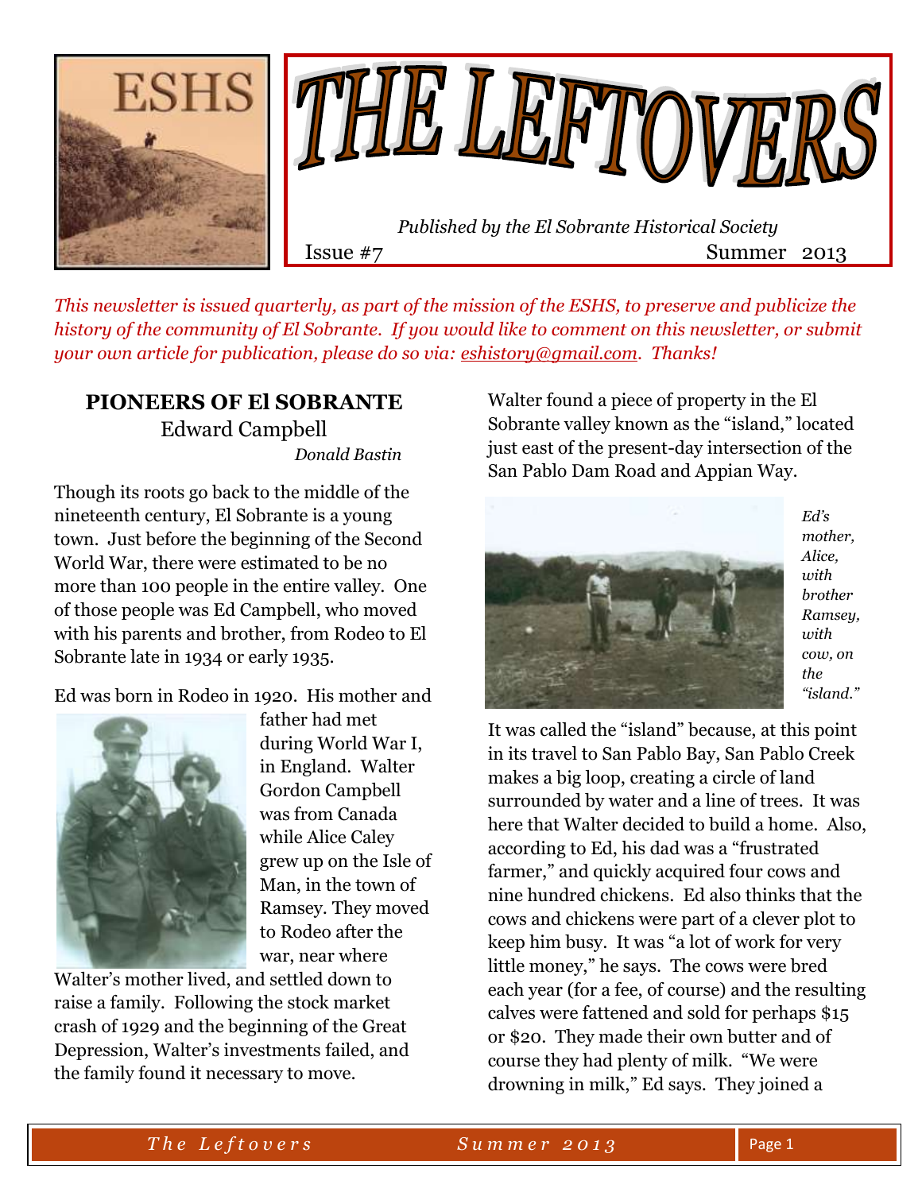# THE LEFTOVERS

*Published by the El Sobrante Historical Society*

Issue #7 Summer 2013

*This newsletter is issued quarterly, as part of the mission of the ESHS, to preserve and publicize the history of the community of El Sobrante. If you would like to comment on this newsletter, or submit your own article for publication, please do so via: eshistory@gmail.com. Thanks!*

## PIONEERS OF El SOBRANTE

### Edward Campbell

*Donald Bastin*

Though its roots go back to the middle of the nineteenth century, El Sobrante is a young town. Just before the beginning of the Second World War, there were estimated to be no more than 100 people in the entire valley. One of those people was Ed Campbell, who moved with his parents and brother, from Rodeo to El Sobrante late in 1934 or early 1935.

Ed was born in Rodeo in 1920. His mother and father had met during World War I, in England. Walter Gordon Campbell was from Canada while Alice Caley grew up on the Isle of Man, in the town of Ramsey. They moved to Rodeo after the war, near where Walter's mother lived, and settled down to raise a family. Following the stock market crash of 1929 and the beginning of the Great Depression, Walter's investments failed, and the family found it necessary to move.

Walter found a piece of property in the El Sobrante valley known as the "island," located just east of the present-day intersection of the San Pablo Dam Road and Appian Way.

*Ed's mother, Alice, with brother Ramsey, with cow, on the "island."*

It was called the "island" because, at this point in its travel to San Pablo Bay, San Pablo Creek makes a big loop, creating a circle of land surrounded by water and a line of trees. It was here that Walter decided to build a home. Also, according to Ed, his dad was a "frustrated farmer," and quickly acquired four cows and nine hundred chickens. Ed also thinks that the cows and chickens were part of a clever plot to keep him busy. It was "a lot of work for very little money," he says. The cows were bred each year (for a fee, of course) and the resulting calves were fattened and sold for perhaps $15 or $20. They made their own butter and of course they had plenty of milk. "We were drowning in milk," Ed says. They joined a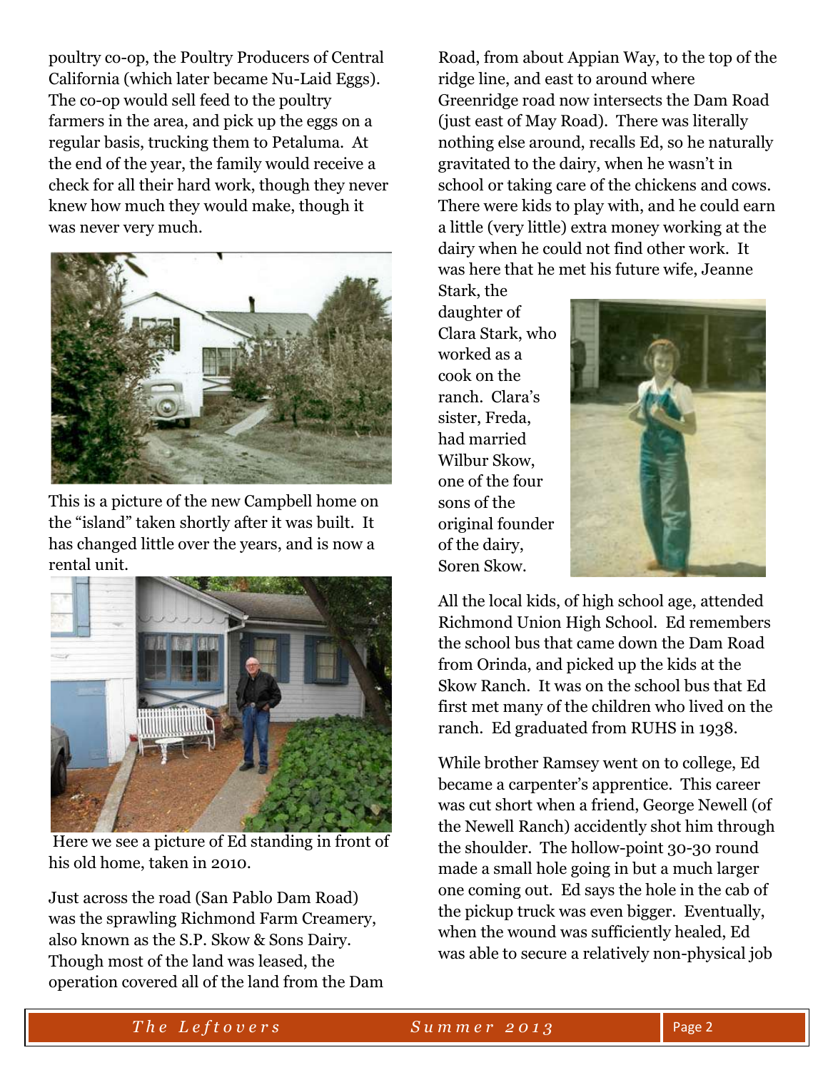poultry co-op, the Poultry Producers of Central California (which later became Nu-Laid Eggs). The co-op would sell feed to the poultry farmers in the area, and pick up the eggs on a regular basis, trucking them to Petaluma. At the end of the year, the family would receive a check for all their hard work, though they never knew how much they would make, though it was never very much.

This is a picture of the new Campbell home on the "island" taken shortly after it was built. It has changed little over the years, and is now a rental unit.

Here we see a picture of Ed standing in front of his old home, taken in 2010.

Just across the road (San Pablo Dam Road) was the sprawling Richmond Farm Creamery, also known as the S.P. Skow & Sons Dairy. Though most of the land was leased, the operation covered all of the land from the Dam Road, from about Appian Way, to the top of the ridge line, and east to around where Greenridge road now intersects the Dam Road (just east of May Road). There was literally nothing else around, recalls Ed, so he naturally gravitated to the dairy, when he wasn't in school or taking care of the chickens and cows. There were kids to play with, and he could earn a little (very little) extra money working at the dairy when he could not find other work. It was here that he met his future wife, Jeanne Stark, the daughter of Clara Stark, who worked as a cook on the ranch. Clara's sister, Freda, had married Wilbur Skow, one of the four sons of the original founder of the dairy, Soren Skow.

All the local kids, of high school age, attended Richmond Union High School. Ed remembers the school bus that came down the Dam Road from Orinda, and picked up the kids at the Skow Ranch. It was on the school bus that Ed first met many of the children who lived on the ranch. Ed graduated from RUHS in 1938.

While brother Ramsey went on to college, Ed became a carpenter's apprentice. This career was cut short when a friend, George Newell (of the Newell Ranch) accidently shot him through the shoulder. The hollow-point 30-30 round made a small hole going in but a much larger one coming out. Ed says the hole in the cab of the pickup truck was even bigger. Eventually, when the wound was sufficiently healed, Ed was able to secure a relatively non-physical job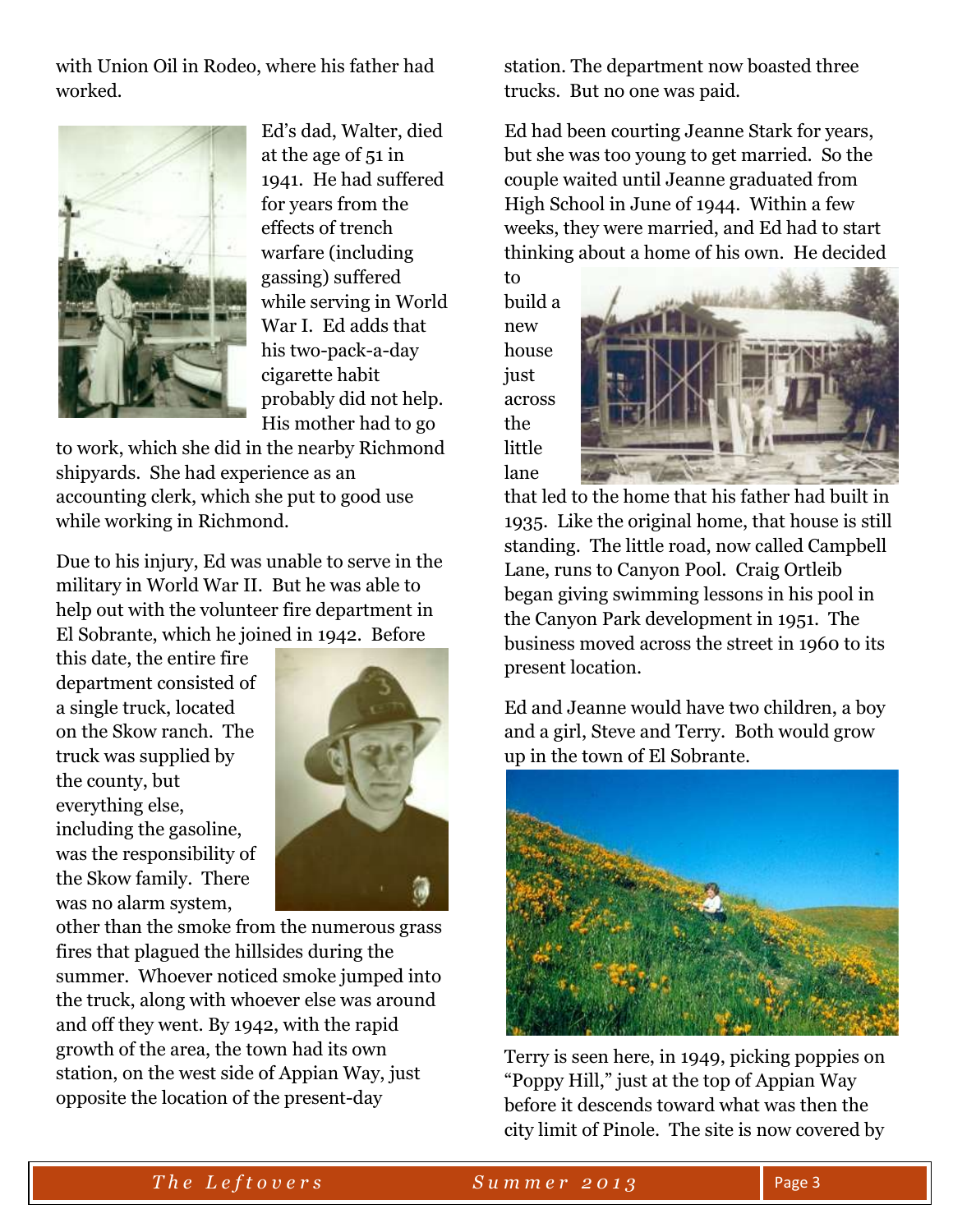with Union Oil in Rodeo, where his father had worked.

Ed's dad, Walter, died at the age of 51 in 1941. He had suffered for years from the effects of trench warfare (including gassing) suffered while serving in World War I. Ed adds that his two-pack-a-day cigarette habit probably did not help. His mother had to go to work, which she did in the nearby Richmond shipyards. She had experience as an accounting clerk, which she put to good use while working in Richmond.

Due to his injury, Ed was unable to serve in the military in World War II. But he was able to help out with the volunteer fire department in El Sobrante, which he joined in 1942. Before this date, the entire fire department consisted of a single truck, located on the Skow ranch. The truck was supplied by the county, but everything else, including the gasoline, was the responsibility of the Skow family. There was no alarm system, other than the smoke from the numerous grass fires that plagued the hillsides during the summer. Whoever noticed smoke jumped into the truck, along with whoever else was around and off they went. By 1942, with the rapid growth of the area, the town had its own station, on the west side of Appian Way, just opposite the location of the present-day station. The department now boasted three trucks. But no one was paid.

Ed had been courting Jeanne Stark for years, but she was too young to get married. So the couple waited until Jeanne graduated from High School in June of 1944. Within a few weeks, they were married, and Ed had to start thinking about a home of his own. He decided to build a new house just across the little lane that led to the home that his father had built in 1935. Like the original home, that house is still standing. The little road, now called Campbell Lane, runs to Canyon Pool. Craig Ortleib began giving swimming lessons in his pool in the Canyon Park development in 1951. The business moved across the street in 1960 to its present location.

Ed and Jeanne would have two children, a boy and a girl, Steve and Terry. Both would grow up in the town of El Sobrante.

Terry is seen here, in 1949, picking poppies on "Poppy Hill," just at the top of Appian Way before it descends toward what was then the city limit of Pinole. The site is now covered by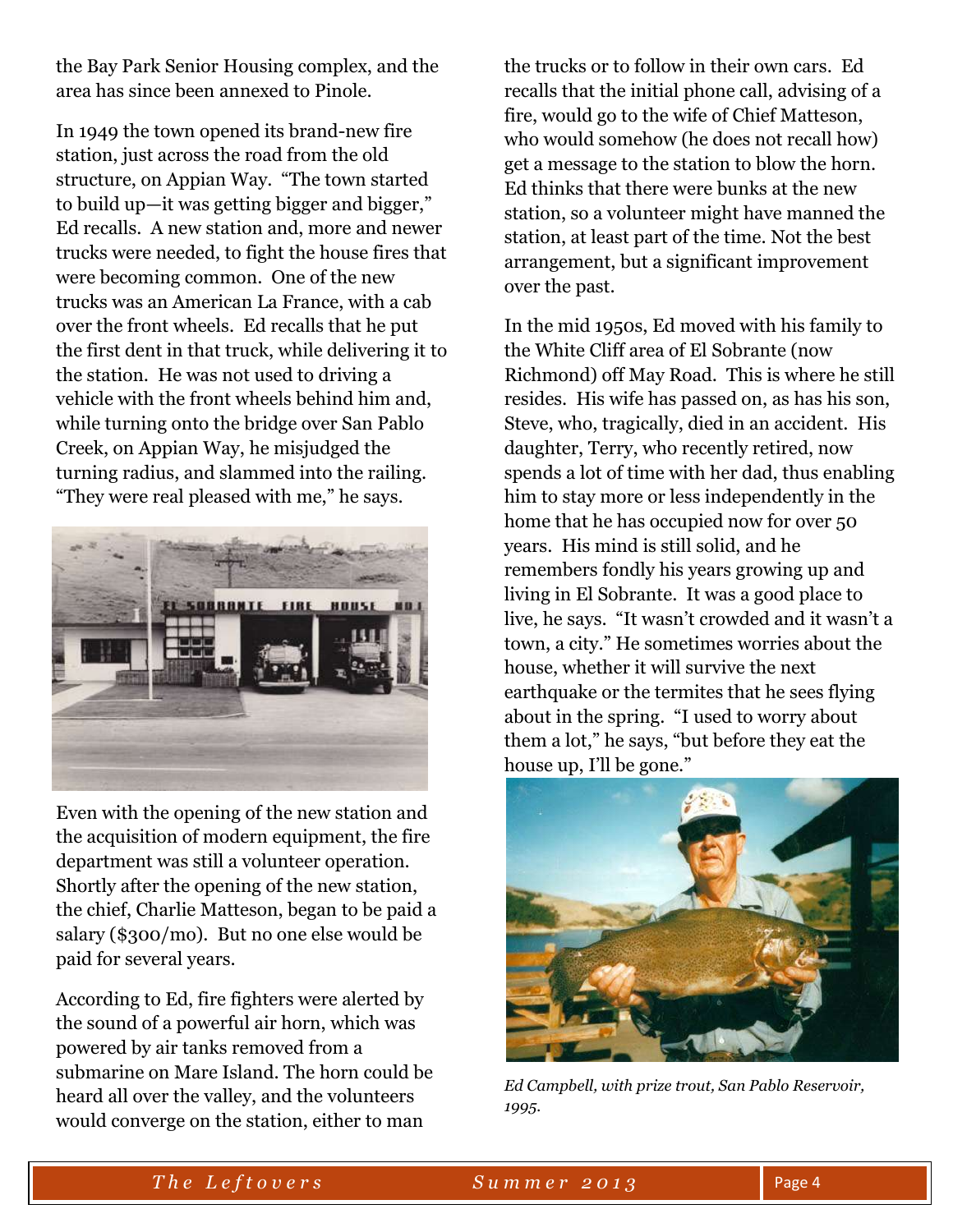the Bay Park Senior Housing complex, and the area has since been annexed to Pinole.

In 1949 the town opened its brand-new fire station, just across the road from the old structure, on Appian Way. "The town started to build up—it was getting bigger and bigger," Ed recalls. A new station and, more and newer trucks were needed, to fight the house fires that were becoming common. One of the new trucks was an American La France, with a cab over the front wheels. Ed recalls that he put the first dent in that truck, while delivering it to the station. He was not used to driving a vehicle with the front wheels behind him and, while turning onto the bridge over San Pablo Creek, on Appian Way, he misjudged the turning radius, and slammed into the railing. "They were real pleased with me," he says.

Even with the opening of the new station and the acquisition of modern equipment, the fire department was still a volunteer operation. Shortly after the opening of the new station, the chief, Charlie Matteson, began to be paid a salary ($300/mo). But no one else would be paid for several years.

According to Ed, fire fighters were alerted by the sound of a powerful air horn, which was powered by air tanks removed from a submarine on Mare Island. The horn could be heard all over the valley, and the volunteers would converge on the station, either to man the trucks or to follow in their own cars. Ed recalls that the initial phone call, advising of a fire, would go to the wife of Chief Matteson, who would somehow (he does not recall how) get a message to the station to blow the horn. Ed thinks that there were bunks at the new station, so a volunteer might have manned the station, at least part of the time. Not the best arrangement, but a significant improvement over the past.

In the mid 1950s, Ed moved with his family to the White Cliff area of El Sobrante (now Richmond) off May Road. This is where he still resides. His wife has passed on, as has his son, Steve, who, tragically, died in an accident. His daughter, Terry, who recently retired, now spends a lot of time with her dad, thus enabling him to stay more or less independently in the home that he has occupied now for over 50 years. His mind is still solid, and he remembers fondly his years growing up and living in El Sobrante. It was a good place to live, he says. "It wasn't crowded and it wasn't a town, a city." He sometimes worries about the house, whether it will survive the next earthquake or the termites that he sees flying about in the spring. "I used to worry about them a lot," he says, "but before they eat the house up, I'll be gone."

*Ed Campbell, with prize trout, San Pablo Reservoir, 1995.*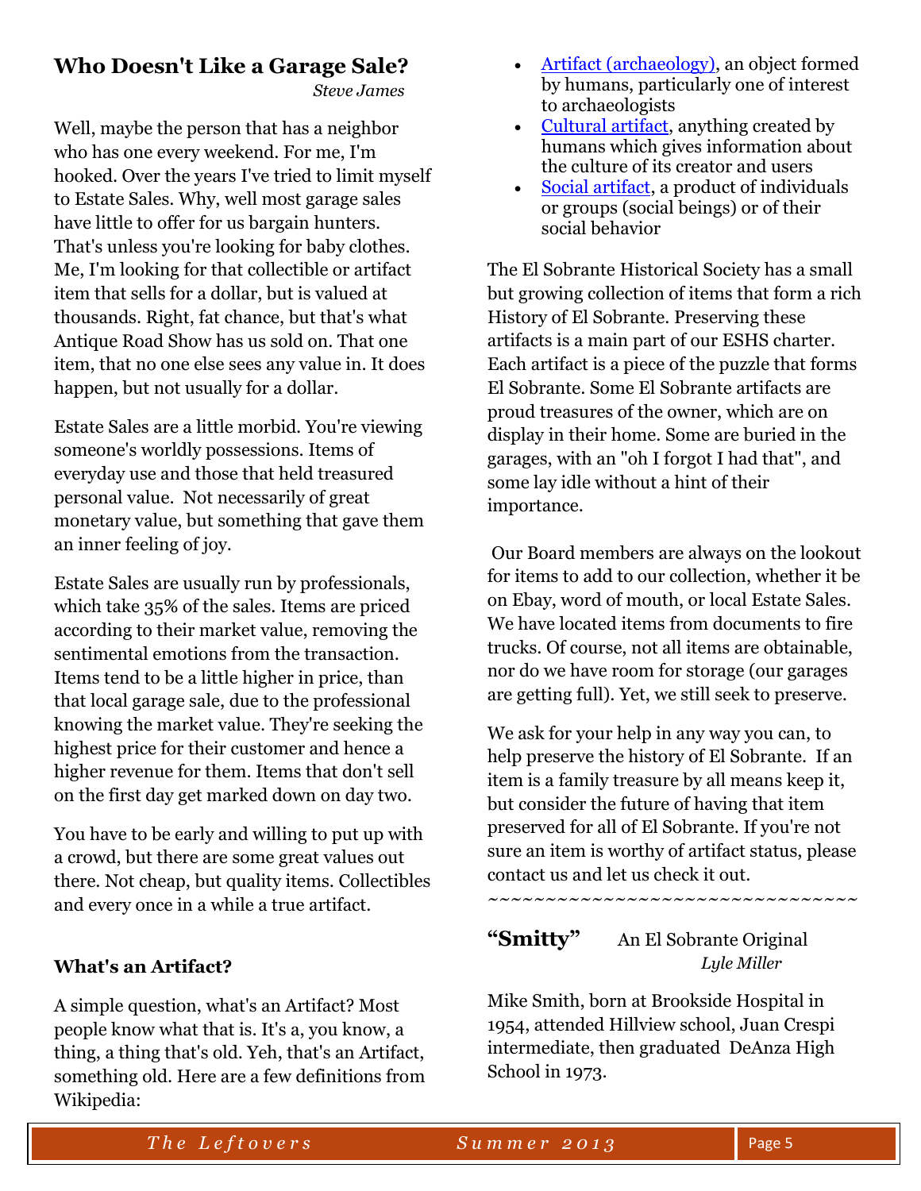## Who Doesn't Like a Garage Sale?

*Steve James*

Well, maybe the person that has a neighbor who has one every weekend. For me, I'm hooked. Over the years I've tried to limit myself to Estate Sales. Why, well most garage sales have little to offer for us bargain hunters. That's unless you're looking for baby clothes. Me, I'm looking for that collectible or artifact item that sells for a dollar, but is valued at thousands. Right, fat chance, but that's what Antique Road Show has us sold on. That one item, that no one else sees any value in. It does happen, but not usually for a dollar.

Estate Sales are a little morbid. You're viewing someone's worldly possessions. Items of everyday use and those that held treasured personal value. Not necessarily of great monetary value, but something that gave them an inner feeling of joy.

Estate Sales are usually run by professionals, which take 35% of the sales. Items are priced according to their market value, removing the sentimental emotions from the transaction. Items tend to be a little higher in price, than that local garage sale, due to the professional knowing the market value. They're seeking the highest price for their customer and hence a higher revenue for them. Items that don't sell on the first day get marked down on day two.

You have to be early and willing to put up with a crowd, but there are some great values out there. Not cheap, but quality items. Collectibles and every once in a while a true artifact.

### What's an Artifact?

A simple question, what's an Artifact? Most people know what that is. It's a, you know, a thing, a thing that's old. Yeh, that's an Artifact, something old. Here are a few definitions from Wikipedia:

- Artifact (archaeology), an object formed by humans, particularly one of interest to archaeologists
- Cultural artifact, anything created by humans which gives information about the culture of its creator and users
- Social artifact, a product of individuals or groups (social beings) or of their social behavior

The El Sobrante Historical Society has a small but growing collection of items that form a rich History of El Sobrante. Preserving these artifacts is a main part of our ESHS charter. Each artifact is a piece of the puzzle that forms El Sobrante. Some El Sobrante artifacts are proud treasures of the owner, which are on display in their home. Some are buried in the garages, with an "oh I forgot I had that", and some lay idle without a hint of their importance.

Our Board members are always on the lookout for items to add to our collection, whether it be on Ebay, word of mouth, or local Estate Sales. We have located items from documents to fire trucks. Of course, not all items are obtainable, nor do we have room for storage (our garages are getting full). Yet, we still seek to preserve.

We ask for your help in any way you can, to help preserve the history of El Sobrante. If an item is a family treasure by all means keep it, but consider the future of having that item preserved for all of El Sobrante. If you're not sure an item is worthy of artifact status, please contact us and let us check it out.

~~~~~~~~~~~~~~~~~~~~~~~~~~~~~~~~

## "Smitty" An El Sobrante Original

*Lyle Miller*

Mike Smith, born at Brookside Hospital in 1954, attended Hillview school, Juan Crespi intermediate, then graduated DeAnza High School in 1973.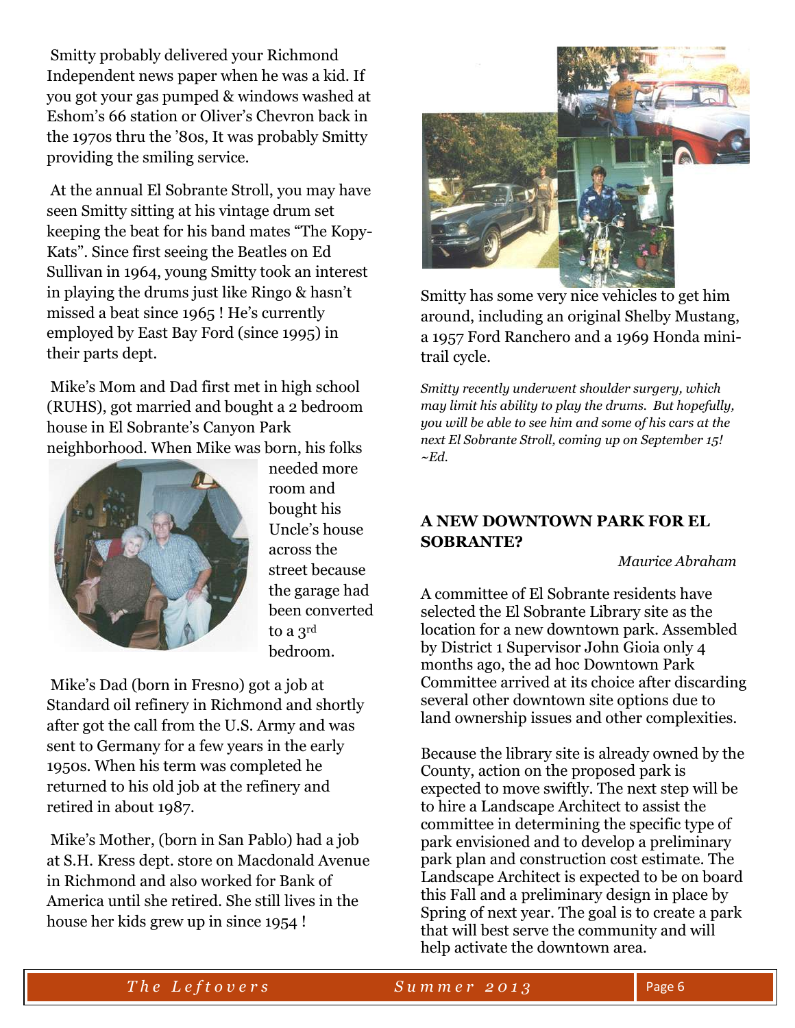Smitty probably delivered your Richmond Independent news paper when he was a kid. If you got your gas pumped & windows washed at Eshom's 66 station or Oliver's Chevron back in the 1970s thru the '80s, It was probably Smitty providing the smiling service.

At the annual El Sobrante Stroll, you may have seen Smitty sitting at his vintage drum set keeping the beat for his band mates "The Kopy-Kats". Since first seeing the Beatles on Ed Sullivan in 1964, young Smitty took an interest in playing the drums just like Ringo & hasn't missed a beat since 1965 ! He's currently employed by East Bay Ford (since 1995) in their parts dept.

Mike's Mom and Dad first met in high school (RUHS), got married and bought a 2 bedroom house in El Sobrante's Canyon Park neighborhood. When Mike was born, his folks needed more room and bought his Uncle's house across the street because the garage had been converted to a 3rd bedroom.

Mike's Dad (born in Fresno) got a job at Standard oil refinery in Richmond and shortly after got the call from the U.S. Army and was sent to Germany for a few years in the early 1950s. When his term was completed he returned to his old job at the refinery and retired in about 1987.

Mike's Mother, (born in San Pablo) had a job at S.H. Kress dept. store on Macdonald Avenue in Richmond and also worked for Bank of America until she retired. She still lives in the house her kids grew up in since 1954 !

Smitty has some very nice vehicles to get him around, including an original Shelby Mustang, a 1957 Ford Ranchero and a 1969 Honda mini-trail cycle.

*Smitty recently underwent shoulder surgery, which may limit his ability to play the drums. But hopefully, you will be able to see him and some of his cars at the next El Sobrante Stroll, coming up on September 15! ~Ed.*

## A NEW DOWNTOWN PARK FOR EL SOBRANTE?

*Maurice Abraham*

A committee of El Sobrante residents have selected the El Sobrante Library site as the location for a new downtown park. Assembled by District 1 Supervisor John Gioia only 4 months ago, the ad hoc Downtown Park Committee arrived at its choice after discarding several other downtown site options due to land ownership issues and other complexities.

Because the library site is already owned by the County, action on the proposed park is expected to move swiftly. The next step will be to hire a Landscape Architect to assist the committee in determining the specific type of park envisioned and to develop a preliminary park plan and construction cost estimate. The Landscape Architect is expected to be on board this Fall and a preliminary design in place by Spring of next year. The goal is to create a park that will best serve the community and will help activate the downtown area.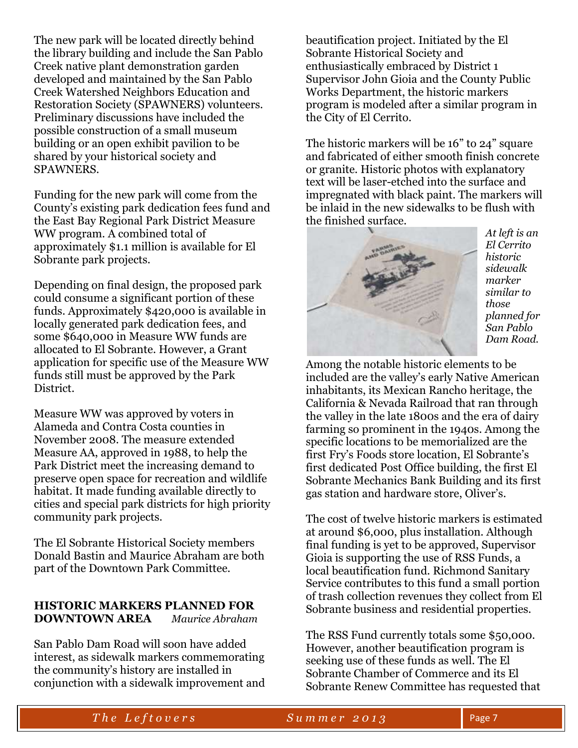The new park will be located directly behind the library building and include the San Pablo Creek native plant demonstration garden developed and maintained by the San Pablo Creek Watershed Neighbors Education and Restoration Society (SPAWNERS) volunteers. Preliminary discussions have included the possible construction of a small museum building or an open exhibit pavilion to be shared by your historical society and SPAWNERS.

Funding for the new park will come from the County's existing park dedication fees fund and the East Bay Regional Park District Measure WW program. A combined total of approximately $1.1 million is available for El Sobrante park projects.

Depending on final design, the proposed park could consume a significant portion of these funds. Approximately $420,000 is available in locally generated park dedication fees, and some $640,000 in Measure WW funds are allocated to El Sobrante. However, a Grant application for specific use of the Measure WW funds still must be approved by the Park District.

Measure WW was approved by voters in Alameda and Contra Costa counties in November 2008. The measure extended Measure AA, approved in 1988, to help the Park District meet the increasing demand to preserve open space for recreation and wildlife habitat. It made funding available directly to cities and special park districts for high priority community park projects.

The El Sobrante Historical Society members Donald Bastin and Maurice Abraham are both part of the Downtown Park Committee.

## HISTORIC MARKERS PLANNED FOR DOWNTOWN AREA

*Maurice Abraham*

San Pablo Dam Road will soon have added interest, as sidewalk markers commemorating the community's history are installed in conjunction with a sidewalk improvement and beautification project. Initiated by the El Sobrante Historical Society and enthusiastically embraced by District 1 Supervisor John Gioia and the County Public Works Department, the historic markers program is modeled after a similar program in the City of El Cerrito.

The historic markers will be 16" to 24" square and fabricated of either smooth finish concrete or granite. Historic photos with explanatory text will be laser-etched into the surface and impregnated with black paint. The markers will be inlaid in the new sidewalks to be flush with the finished surface.

*At left is an El Cerrito historic sidewalk marker similar to those planned for San Pablo Dam Road.*

Among the notable historic elements to be included are the valley's early Native American inhabitants, its Mexican Rancho heritage, the California & Nevada Railroad that ran through the valley in the late 1800s and the era of dairy farming so prominent in the 1940s. Among the specific locations to be memorialized are the first Fry's Foods store location, El Sobrante's first dedicated Post Office building, the first El Sobrante Mechanics Bank Building and its first gas station and hardware store, Oliver's.

The cost of twelve historic markers is estimated at around $6,000, plus installation. Although final funding is yet to be approved, Supervisor Gioia is supporting the use of RSS Funds, a local beautification fund. Richmond Sanitary Service contributes to this fund a small portion of trash collection revenues they collect from El Sobrante business and residential properties.

The RSS Fund currently totals some $50,000. However, another beautification program is seeking use of these funds as well. The El Sobrante Chamber of Commerce and its El Sobrante Renew Committee has requested that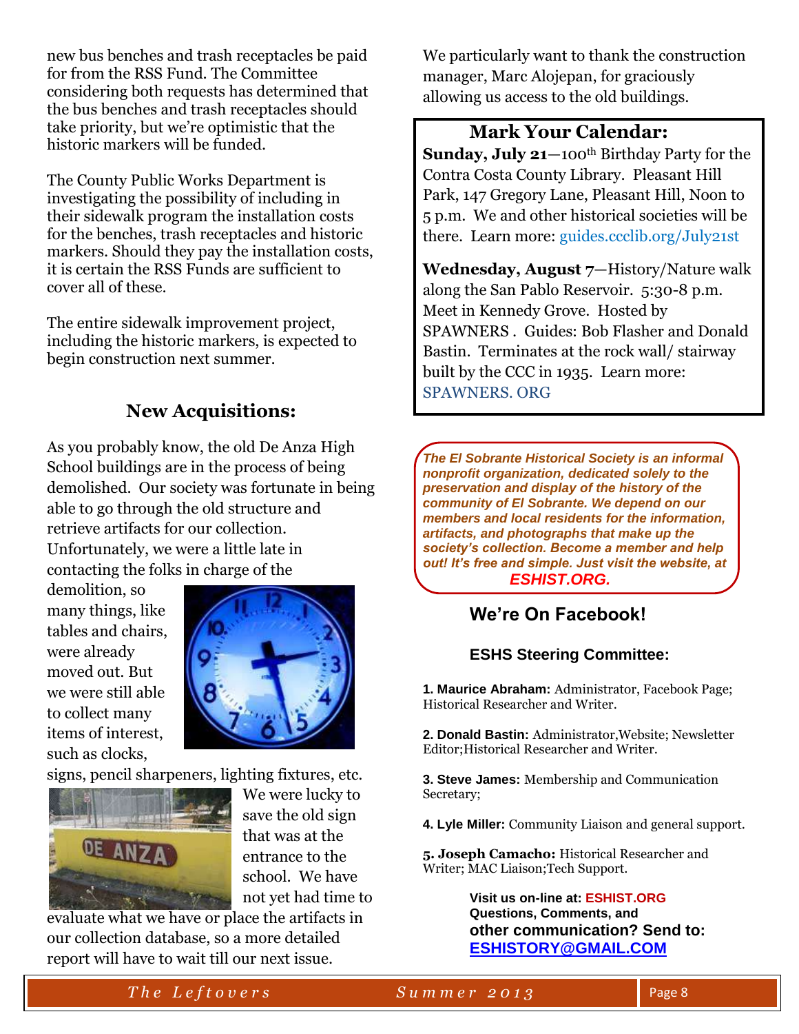new bus benches and trash receptacles be paid for from the RSS Fund. The Committee considering both requests has determined that the bus benches and trash receptacles should take priority, but we're optimistic that the historic markers will be funded.

The County Public Works Department is investigating the possibility of including in their sidewalk program the installation costs for the benches, trash receptacles and historic markers. Should they pay the installation costs, it is certain the RSS Funds are sufficient to cover all of these.

The entire sidewalk improvement project, including the historic markers, is expected to begin construction next summer.

## New Acquisitions:

As you probably know, the old De Anza High School buildings are in the process of being demolished. Our society was fortunate in being able to go through the old structure and retrieve artifacts for our collection. Unfortunately, we were a little late in contacting the folks in charge of the demolition, so many things, like tables and chairs, were already moved out. But we were still able to collect many items of interest, such as clocks, signs, pencil sharpeners, lighting fixtures, etc. We were lucky to save the old sign that was at the entrance to the school. We have not yet had time to evaluate what we have or place the artifacts in our collection database, so a more detailed report will have to wait till our next issue.

We particularly want to thank the construction manager, Marc Alojepan, for graciously allowing us access to the old buildings.

## Mark Your Calendar:

**Sunday, July 21**—100th Birthday Party for the Contra Costa County Library. Pleasant Hill Park, 147 Gregory Lane, Pleasant Hill, Noon to 5 p.m. We and other historical societies will be there. Learn more: guides.ccclib.org/July21st

**Wednesday, August 7**—History/Nature walk along the San Pablo Reservoir. 5:30-8 p.m. Meet in Kennedy Grove. Hosted by SPAWNERS . Guides: Bob Flasher and Donald Bastin. Terminates at the rock wall/ stairway built by the CCC in 1935. Learn more: SPAWNERS. ORG

***The El Sobrante Historical Society is an informal nonprofit organization, dedicated solely to the preservation and display of the history of the community of El Sobrante. We depend on our members and local residents for the information, artifacts, and photographs that make up the society's collection. Become a member and help out! It's free and simple. Just visit the website, at ESHIST.ORG.***

## We're On Facebook!

### ESHS Steering Committee:

1. **Maurice Abraham:** Administrator, Facebook Page; Historical Researcher and Writer.

2. **Donald Bastin:** Administrator,Website; Newsletter Editor;Historical Researcher and Writer.

3. **Steve James:** Membership and Communication Secretary;

4. **Lyle Miller:** Community Liaison and general support.

5. **Joseph Camacho:** Historical Researcher and Writer; MAC Liaison;Tech Support.

**Visit us on-line at: ESHIST.ORG**
**Questions, Comments, and other communication? Send to: ESHISTORY@GMAIL.COM**